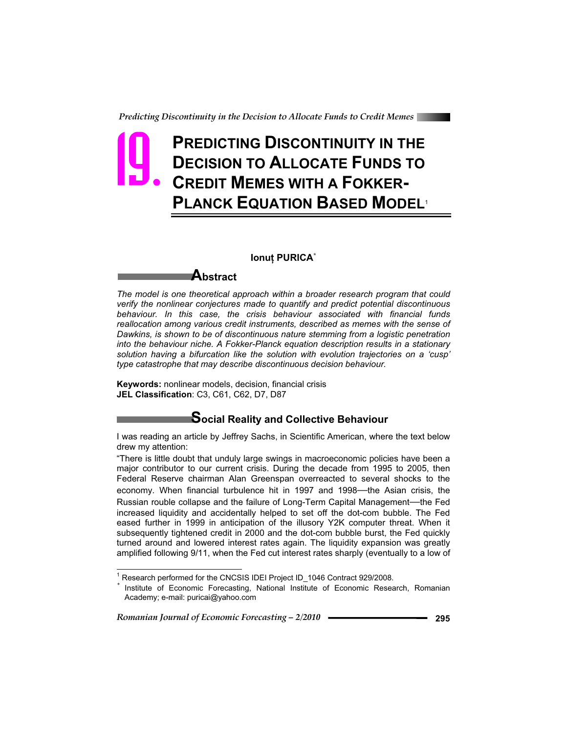# 19. PREDICTING DISCONTINUITY IN THE DECISION TO ALLOCATE FUNDS TO CREDIT MEMES WITH A FOKKER-PLANCK EQUATION BASED MODEL[1]

**Ionuț PURICA***

## Abstract

*The model is one theoretical approach within a broader research program that could verify the nonlinear conjectures made to quantify and predict potential discontinuous behaviour. In this case, the crisis behaviour associated with financial funds reallocation among various credit instruments, described as memes with the sense of Dawkins, is shown to be of discontinuous nature stemming from a logistic penetration into the behaviour niche. A Fokker-Planck equation description results in a stationary solution having a bifurcation like the solution with evolution trajectories on a 'cusp' type catastrophe that may describe discontinuous decision behaviour.*

**Keywords:** nonlinear models, decision, financial crisis
**JEL Classification**: C3, C61, C62, D7, D87

## Social Reality and Collective Behaviour

I was reading an article by Jeffrey Sachs, in Scientific American, where the text below drew my attention:

"There is little doubt that unduly large swings in macroeconomic policies have been a major contributor to our current crisis. During the decade from 1995 to 2005, then Federal Reserve chairman Alan Greenspan overreacted to several shocks to the economy. When financial turbulence hit in 1997 and 1998—the Asian crisis, the Russian rouble collapse and the failure of Long-Term Capital Management—the Fed increased liquidity and accidentally helped to set off the dot-com bubble. The Fed eased further in 1999 in anticipation of the illusory Y2K computer threat. When it subsequently tightened credit in 2000 and the dot-com bubble burst, the Fed quickly turned around and lowered interest rates again. The liquidity expansion was greatly amplified following 9/11, when the Fed cut interest rates sharply (eventually to a low of

---

[1] Research performed for the CNCSIS IDEI Project ID_1046 Contract 929/2008.

\* Institute of Economic Forecasting, National Institute of Economic Research, Romanian Academy; e-mail: puricai@yahoo.com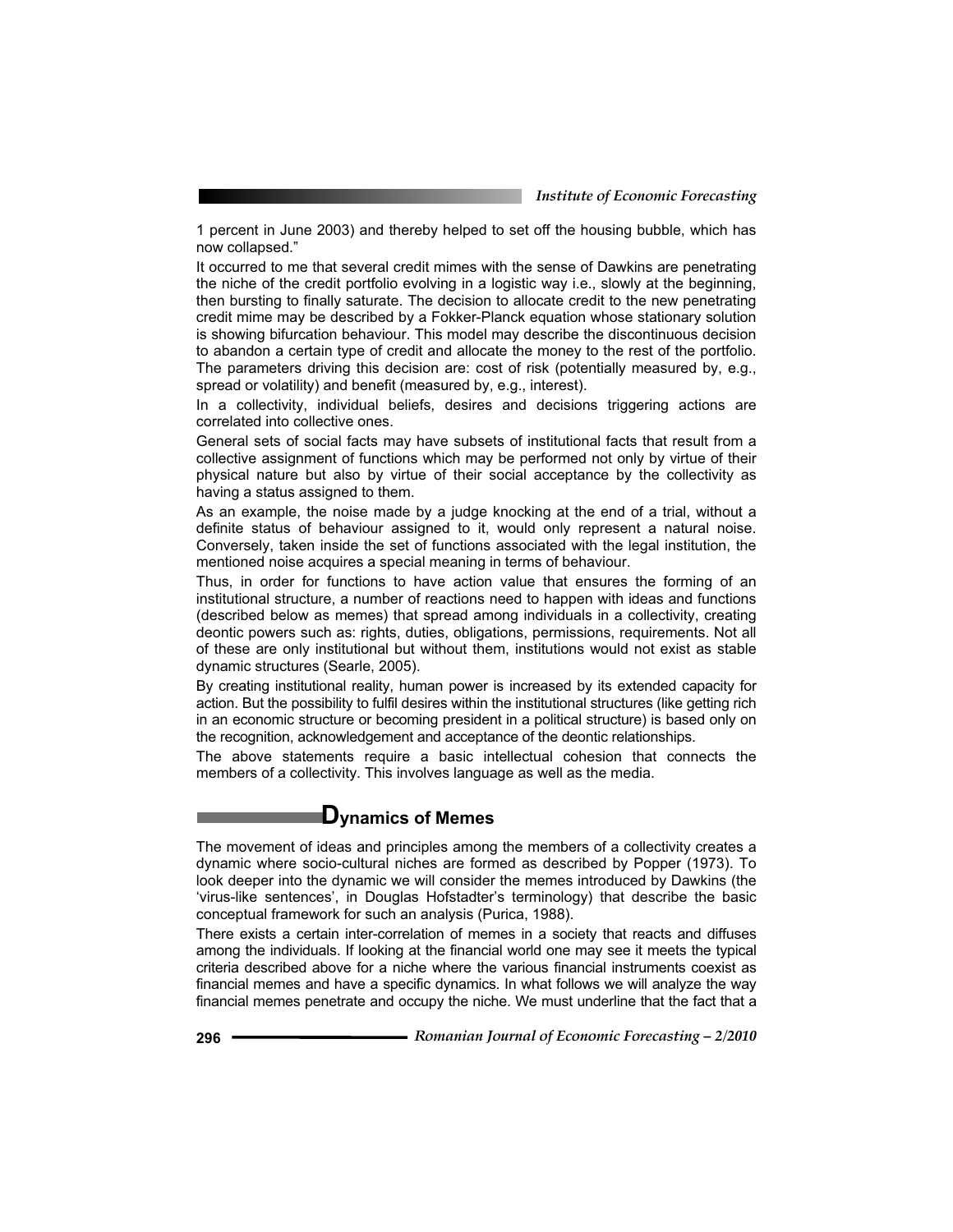1 percent in June 2003) and thereby helped to set off the housing bubble, which has now collapsed."

It occurred to me that several credit mimes with the sense of Dawkins are penetrating the niche of the credit portfolio evolving in a logistic way i.e., slowly at the beginning, then bursting to finally saturate. The decision to allocate credit to the new penetrating credit mime may be described by a Fokker-Planck equation whose stationary solution is showing bifurcation behaviour. This model may describe the discontinuous decision to abandon a certain type of credit and allocate the money to the rest of the portfolio. The parameters driving this decision are: cost of risk (potentially measured by, e.g., spread or volatility) and benefit (measured by, e.g., interest).

In a collectivity, individual beliefs, desires and decisions triggering actions are correlated into collective ones.

General sets of social facts may have subsets of institutional facts that result from a collective assignment of functions which may be performed not only by virtue of their physical nature but also by virtue of their social acceptance by the collectivity as having a status assigned to them.

As an example, the noise made by a judge knocking at the end of a trial, without a definite status of behaviour assigned to it, would only represent a natural noise. Conversely, taken inside the set of functions associated with the legal institution, the mentioned noise acquires a special meaning in terms of behaviour.

Thus, in order for functions to have action value that ensures the forming of an institutional structure, a number of reactions need to happen with ideas and functions (described below as memes) that spread among individuals in a collectivity, creating deontic powers such as: rights, duties, obligations, permissions, requirements. Not all of these are only institutional but without them, institutions would not exist as stable dynamic structures (Searle, 2005).

By creating institutional reality, human power is increased by its extended capacity for action. But the possibility to fulfil desires within the institutional structures (like getting rich in an economic structure or becoming president in a political structure) is based only on the recognition, acknowledgement and acceptance of the deontic relationships.

The above statements require a basic intellectual cohesion that connects the members of a collectivity. This involves language as well as the media.

## Dynamics of Memes

The movement of ideas and principles among the members of a collectivity creates a dynamic where socio-cultural niches are formed as described by Popper (1973). To look deeper into the dynamic we will consider the memes introduced by Dawkins (the 'virus-like sentences', in Douglas Hofstadter's terminology) that describe the basic conceptual framework for such an analysis (Purica, 1988).

There exists a certain inter-correlation of memes in a society that reacts and diffuses among the individuals. If looking at the financial world one may see it meets the typical criteria described above for a niche where the various financial instruments coexist as financial memes and have a specific dynamics. In what follows we will analyze the way financial memes penetrate and occupy the niche. We must underline that the fact that a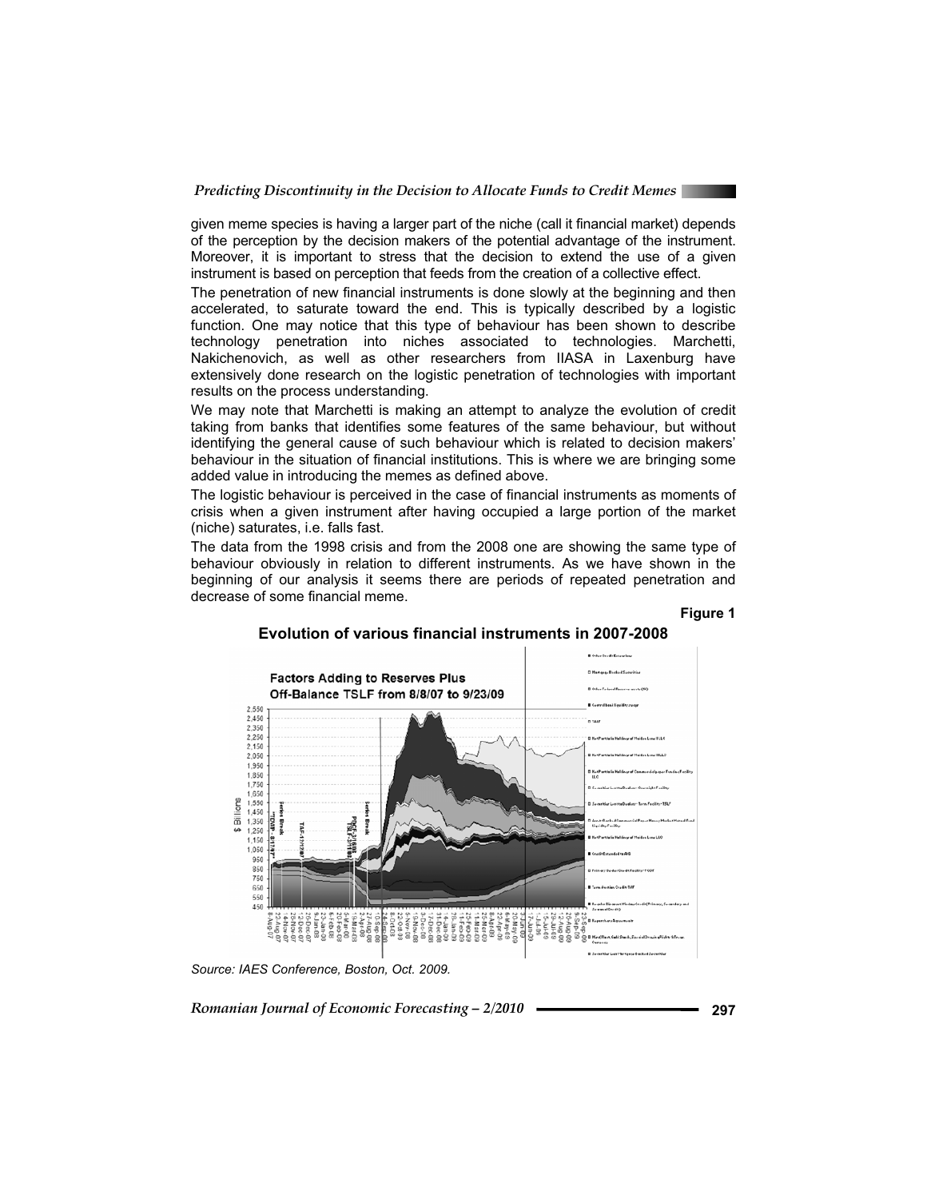given meme species is having a larger part of the niche (call it financial market) depends of the perception by the decision makers of the potential advantage of the instrument. Moreover, it is important to stress that the decision to extend the use of a given instrument is based on perception that feeds from the creation of a collective effect.

The penetration of new financial instruments is done slowly at the beginning and then accelerated, to saturate toward the end. This is typically described by a logistic function. One may notice that this type of behaviour has been shown to describe technology penetration into niches associated to technologies. Marchetti, Nakichenovich, as well as other researchers from IIASA in Laxenburg have extensively done research on the logistic penetration of technologies with important results on the process understanding.

We may note that Marchetti is making an attempt to analyze the evolution of credit taking from banks that identifies some features of the same behaviour, but without identifying the general cause of such behaviour which is related to decision makers' behaviour in the situation of financial institutions. This is where we are bringing some added value in introducing the memes as defined above.

The logistic behaviour is perceived in the case of financial instruments as moments of crisis when a given instrument after having occupied a large portion of the market (niche) saturates, i.e. falls fast.

The data from the 1998 crisis and from the 2008 one are showing the same type of behaviour obviously in relation to different instruments. As we have shown in the beginning of our analysis it seems there are periods of repeated penetration and decrease of some financial meme.

**Figure 1**

**Evolution of various financial instruments in 2007-2008**

*Source: IAES Conference, Boston, Oct. 2009.*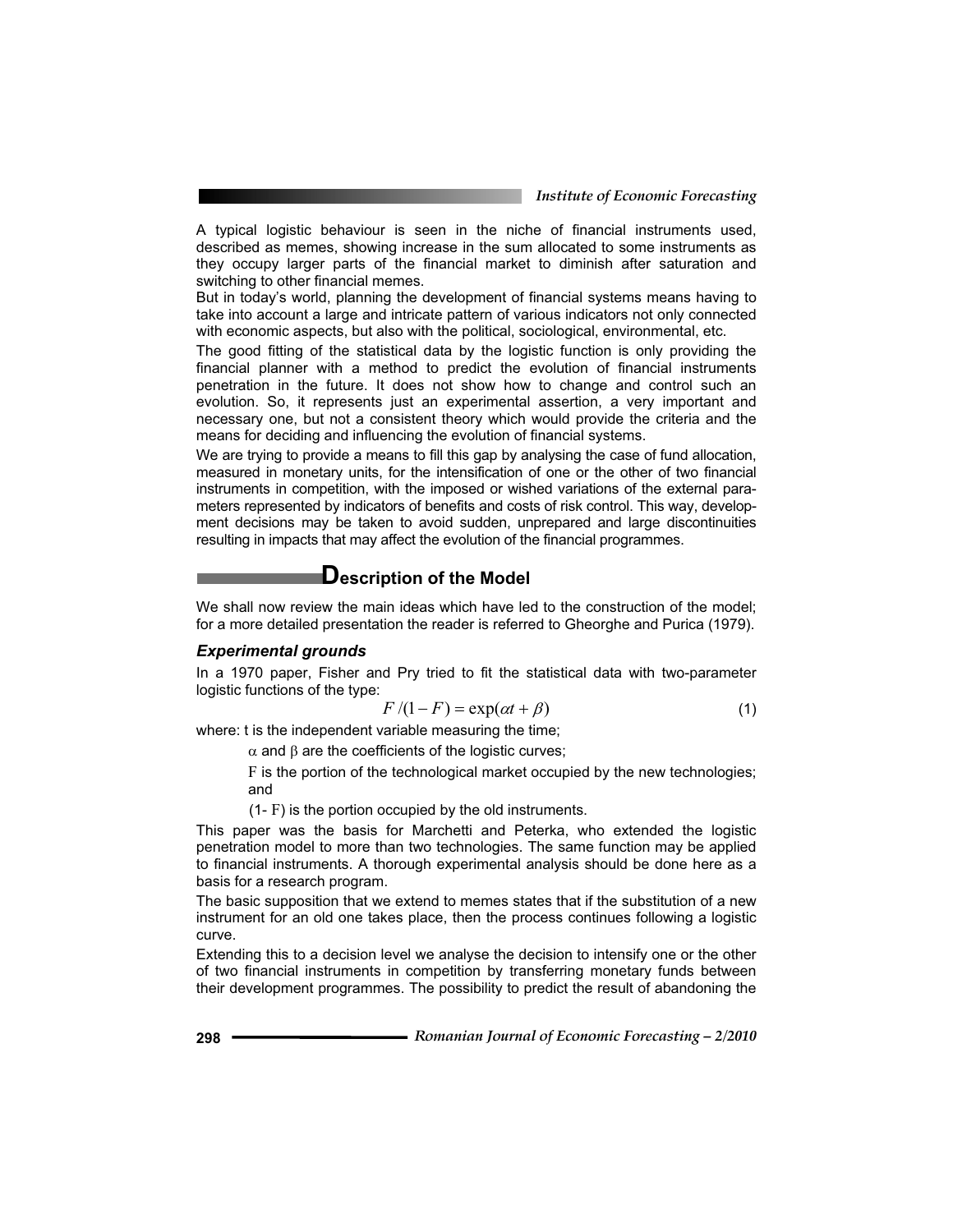A typical logistic behaviour is seen in the niche of financial instruments used, described as memes, showing increase in the sum allocated to some instruments as they occupy larger parts of the financial market to diminish after saturation and switching to other financial memes.

But in today's world, planning the development of financial systems means having to take into account a large and intricate pattern of various indicators not only connected with economic aspects, but also with the political, sociological, environmental, etc.

The good fitting of the statistical data by the logistic function is only providing the financial planner with a method to predict the evolution of financial instruments penetration in the future. It does not show how to change and control such an evolution. So, it represents just an experimental assertion, a very important and necessary one, but not a consistent theory which would provide the criteria and the means for deciding and influencing the evolution of financial systems.

We are trying to provide a means to fill this gap by analysing the case of fund allocation, measured in monetary units, for the intensification of one or the other of two financial instruments in competition, with the imposed or wished variations of the external parameters represented by indicators of benefits and costs of risk control. This way, development decisions may be taken to avoid sudden, unprepared and large discontinuities resulting in impacts that may affect the evolution of the financial programmes.

## Description of the Model

We shall now review the main ideas which have led to the construction of the model; for a more detailed presentation the reader is referred to Gheorghe and Purica (1979).

### *Experimental grounds*

In a 1970 paper, Fisher and Pry tried to fit the statistical data with two-parameter logistic functions of the type:

$$F/(1-F) = \exp(\alpha t + \beta) \tag{1}$$

where: t is the independent variable measuring the time;

$\alpha$ and $\beta$ are the coefficients of the logistic curves;

$F$ is the portion of the technological market occupied by the new technologies; and

$(1-F)$ is the portion occupied by the old instruments.

This paper was the basis for Marchetti and Peterka, who extended the logistic penetration model to more than two technologies. The same function may be applied to financial instruments. A thorough experimental analysis should be done here as a basis for a research program.

The basic supposition that we extend to memes states that if the substitution of a new instrument for an old one takes place, then the process continues following a logistic curve.

Extending this to a decision level we analyse the decision to intensify one or the other of two financial instruments in competition by transferring monetary funds between their development programmes. The possibility to predict the result of abandoning the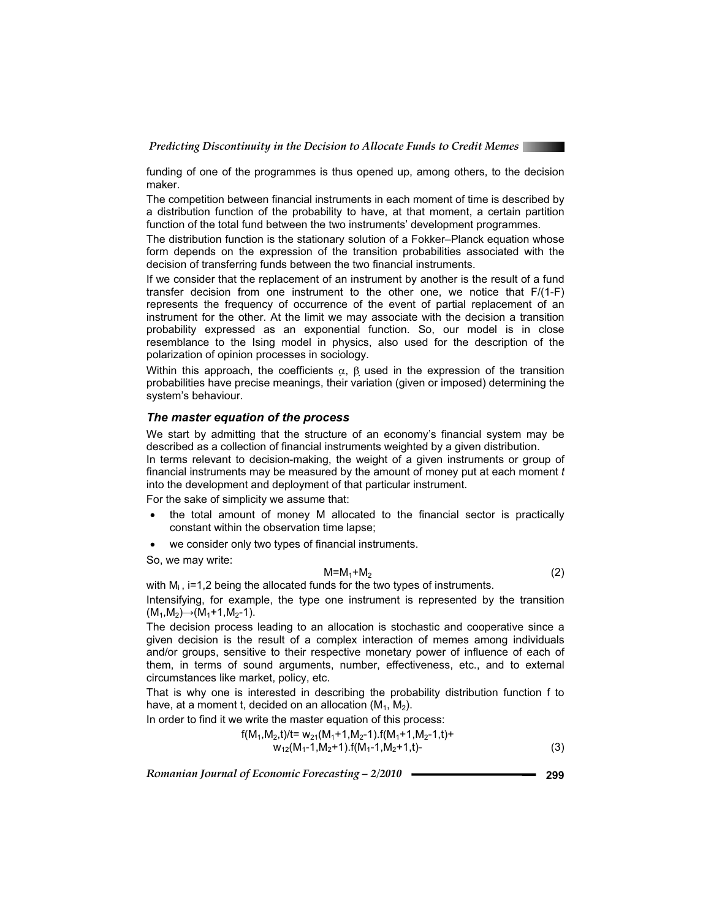funding of one of the programmes is thus opened up, among others, to the decision maker.

The competition between financial instruments in each moment of time is described by a distribution function of the probability to have, at that moment, a certain partition function of the total fund between the two instruments' development programmes.

The distribution function is the stationary solution of a Fokker–Planck equation whose form depends on the expression of the transition probabilities associated with the decision of transferring funds between the two financial instruments.

If we consider that the replacement of an instrument by another is the result of a fund transfer decision from one instrument to the other one, we notice that $F/(1-F)$ represents the frequency of occurrence of the event of partial replacement of an instrument for the other. At the limit we may associate with the decision a transition probability expressed as an exponential function. So, our model is in close resemblance to the Ising model in physics, also used for the description of the polarization of opinion processes in sociology.

Within this approach, the coefficients $\alpha$, $\beta$ used in the expression of the transition probabilities have precise meanings, their variation (given or imposed) determining the system's behaviour.

### *The master equation of the process*

We start by admitting that the structure of an economy's financial system may be described as a collection of financial instruments weighted by a given distribution.

In terms relevant to decision-making, the weight of a given instruments or group of financial instruments may be measured by the amount of money put at each moment *t* into the development and deployment of that particular instrument.

For the sake of simplicity we assume that:

- the total amount of money M allocated to the financial sector is practically constant within the observation time lapse;
- we consider only two types of financial instruments.

So, we may write:

$$M=M_1+M_2 \tag{2}$$

with $M_i$, i=1,2 being the allocated funds for the two types of instruments.

Intensifying, for example, the type one instrument is represented by the transition $(M_1,M_2)\rightarrow(M_1+1,M_2-1)$.

The decision process leading to an allocation is stochastic and cooperative since a given decision is the result of a complex interaction of memes among individuals and/or groups, sensitive to their respective monetary power of influence of each of them, in terms of sound arguments, number, effectiveness, etc., and to external circumstances like market, policy, etc.

That is why one is interested in describing the probability distribution function f to have, at a moment t, decided on an allocation $(M_1, M_2)$.

In order to find it we write the master equation of this process:

$$\begin{aligned} f(M_1,M_2,t)/t = \; & w_{21}(M_1+1,M_2-1).f(M_1+1,M_2-1,t)+ \\ & w_{12}(M_1-1,M_2+1).f(M_1-1,M_2+1,t)- \end{aligned} \tag{3}$$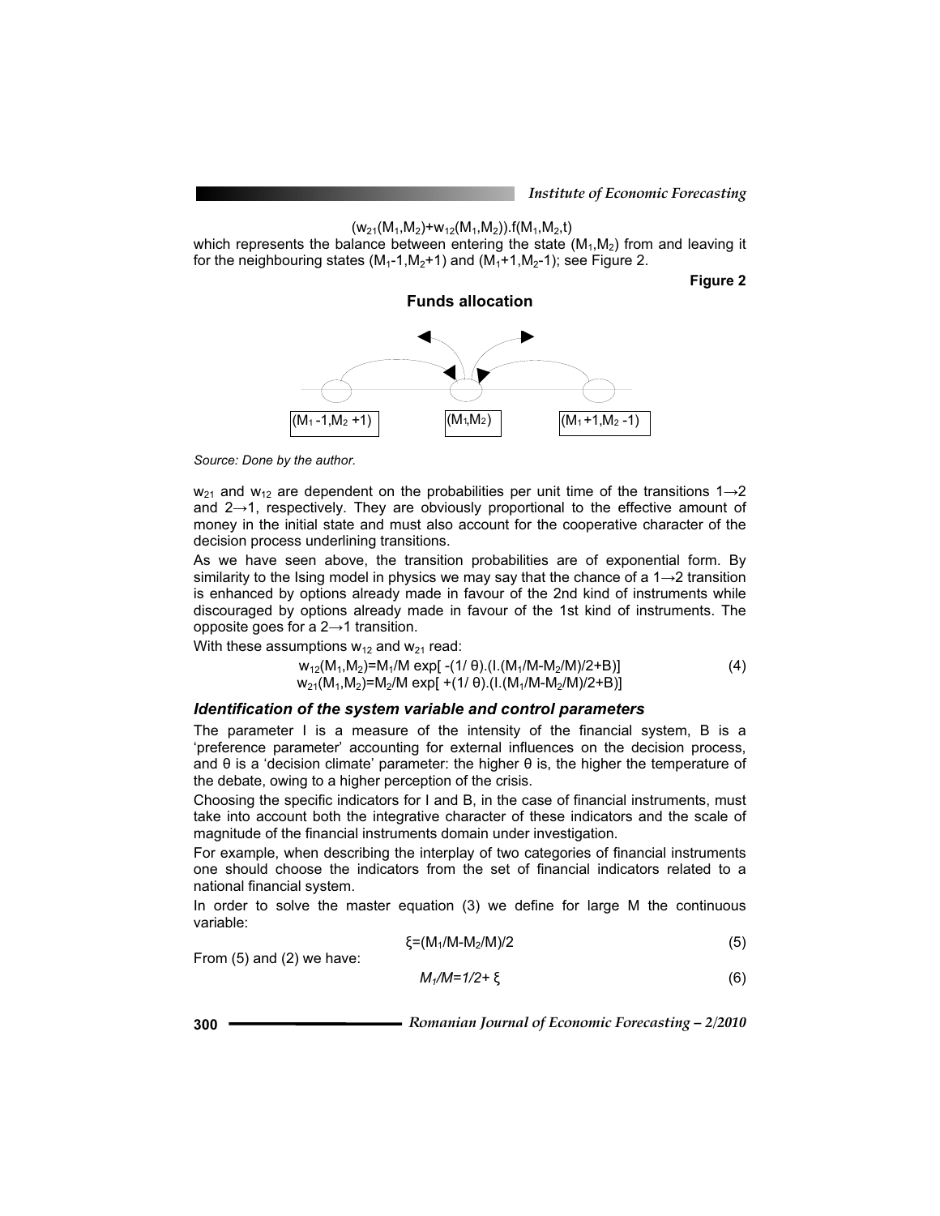$(w_{21}(M_1,M_2)+w_{12}(M_1,M_2)).f(M_1,M_2,t)$

which represents the balance between entering the state $(M_1,M_2)$ from and leaving it for the neighbouring states $(M_1-1,M_2+1)$ and $(M_1+1,M_2-1)$; see Figure 2.

**Figure 2**

**Funds allocation**

$(M_1 -1,M_2 +1)$ $(M_1,M_2)$ $(M_1 +1,M_2 -1)$

*Source: Done by the author.*

$w_{21}$ and $w_{12}$ are dependent on the probabilities per unit time of the transitions $1\rightarrow2$ and $2\rightarrow1$, respectively. They are obviously proportional to the effective amount of money in the initial state and must also account for the cooperative character of the decision process underlining transitions.

As we have seen above, the transition probabilities are of exponential form. By similarity to the Ising model in physics we may say that the chance of a $1\rightarrow2$ transition is enhanced by options already made in favour of the 2nd kind of instruments while discouraged by options already made in favour of the 1st kind of instruments. The opposite goes for a $2\rightarrow1$ transition.

With these assumptions $w_{12}$ and $w_{21}$ read:

$$w_{12}(M_1,M_2)=M_1/M \exp[ -(1/ \theta).(I.(M_1/M-M_2/M)/2+B)] \tag{4}$$
$$w_{21}(M_1,M_2)=M_2/M \exp[ +(1/ \theta).(I.(M_1/M-M_2/M)/2+B)]$$

### *Identification of the system variable and control parameters*

The parameter I is a measure of the intensity of the financial system, B is a 'preference parameter' accounting for external influences on the decision process, and θ is a 'decision climate' parameter: the higher θ is, the higher the temperature of the debate, owing to a higher perception of the crisis.

Choosing the specific indicators for I and B, in the case of financial instruments, must take into account both the integrative character of these indicators and the scale of magnitude of the financial instruments domain under investigation.

For example, when describing the interplay of two categories of financial instruments one should choose the indicators from the set of financial indicators related to a national financial system.

In order to solve the master equation (3) we define for large M the continuous variable:

$$\xi=(M_1/M-M_2/M)/2 \tag{5}$$

From (5) and (2) we have:

$$M_1/M=1/2+ \xi \tag{6}$$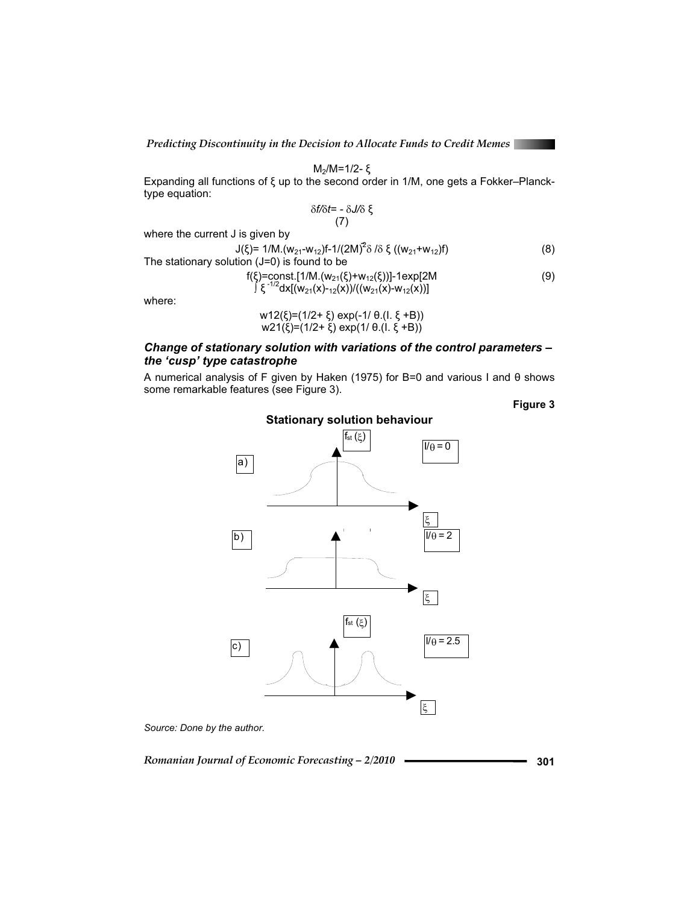$M_2/M = 1/2 - \xi$

Expanding all functions of ξ up to the second order in 1/M, one gets a Fokker–Planck-type equation:

$$\delta f/\delta t = -\delta J/\delta \xi \tag{7}$$

where the current J is given by

$$J(\xi) = 1/M.(w_{21}-w_{12})f - 1/(2M)^2 \delta/\delta \xi((w_{21}+w_{12})f) \tag{8}$$

The stationary solution (J=0) is found to be

$$f(\xi) = \text{const.}[1/M.(w_{21}(\xi)+w_{12}(\xi))]-1\exp[2M \int \xi^{-1/2} dx[(w_{21}(x)-_{12}(x))/((w_{21}(x)-w_{12}(x))] \tag{9}$$

where:

$$w12(\xi) = (1/2+\xi)\exp(-1/\theta.(I.\xi+B))$$
$$w21(\xi) = (1/2+\xi)\exp(1/\theta.(I.\xi+B))$$

### *Change of stationary solution with variations of the control parameters – the 'cusp' type catastrophe*

A numerical analysis of F given by Haken (1975) for B=0 and various I and θ shows some remarkable features (see Figure 3).

**Figure 3**

**Stationary solution behaviour**

a) $I/\theta = 0$

b) $I/\theta = 2$

c) $I/\theta = 2.5$

*Source: Done by the author.*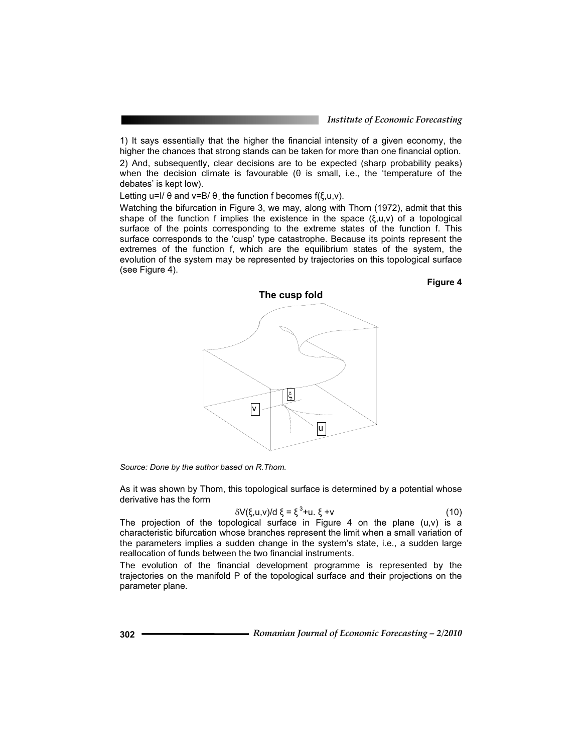1) It says essentially that the higher the financial intensity of a given economy, the higher the chances that strong stands can be taken for more than one financial option.

2) And, subsequently, clear decisions are to be expected (sharp probability peaks) when the decision climate is favourable ($\theta$ is small, i.e., the 'temperature of the debates' is kept low).

Letting $u=I/\theta$ and $v=B/\theta$, the function f becomes $f(\xi,u,v)$.

Watching the bifurcation in Figure 3, we may, along with Thom (1972), admit that this shape of the function f implies the existence in the space $(\xi,u,v)$ of a topological surface of the points corresponding to the extreme states of the function f. This surface corresponds to the 'cusp' type catastrophe. Because its points represent the extremes of the function f, which are the equilibrium states of the system, the evolution of the system may be represented by trajectories on this topological surface (see Figure 4).

**Figure 4**

**The cusp fold**

*Source: Done by the author based on R.Thom.*

As it was shown by Thom, this topological surface is determined by a potential whose derivative has the form

$$\delta V(\xi,u,v)/d\xi = \xi^3+u.\ \xi+v \tag{10}$$

The projection of the topological surface in Figure 4 on the plane (u,v) is a characteristic bifurcation whose branches represent the limit when a small variation of the parameters implies a sudden change in the system's state, i.e., a sudden large reallocation of funds between the two financial instruments.

The evolution of the financial development programme is represented by the trajectories on the manifold P of the topological surface and their projections on the parameter plane.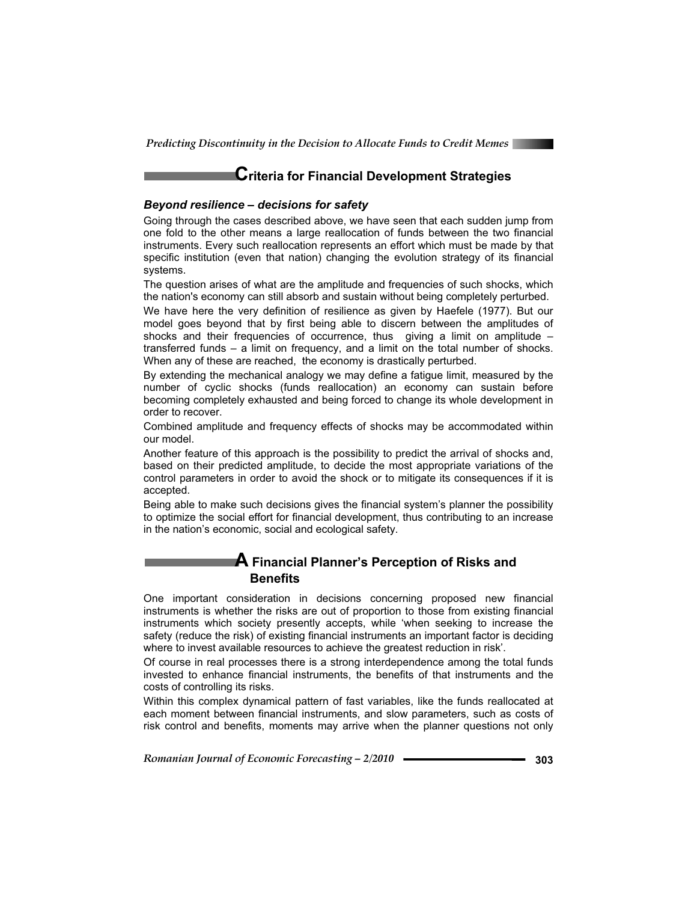## Criteria for Financial Development Strategies

### *Beyond resilience – decisions for safety*

Going through the cases described above, we have seen that each sudden jump from one fold to the other means a large reallocation of funds between the two financial instruments. Every such reallocation represents an effort which must be made by that specific institution (even that nation) changing the evolution strategy of its financial systems.

The question arises of what are the amplitude and frequencies of such shocks, which the nation's economy can still absorb and sustain without being completely perturbed.

We have here the very definition of resilience as given by Haefele (1977). But our model goes beyond that by first being able to discern between the amplitudes of shocks and their frequencies of occurrence, thus giving a limit on amplitude – transferred funds – a limit on frequency, and a limit on the total number of shocks. When any of these are reached, the economy is drastically perturbed.

By extending the mechanical analogy we may define a fatigue limit, measured by the number of cyclic shocks (funds reallocation) an economy can sustain before becoming completely exhausted and being forced to change its whole development in order to recover.

Combined amplitude and frequency effects of shocks may be accommodated within our model.

Another feature of this approach is the possibility to predict the arrival of shocks and, based on their predicted amplitude, to decide the most appropriate variations of the control parameters in order to avoid the shock or to mitigate its consequences if it is accepted.

Being able to make such decisions gives the financial system's planner the possibility to optimize the social effort for financial development, thus contributing to an increase in the nation's economic, social and ecological safety.

## A Financial Planner's Perception of Risks and Benefits

One important consideration in decisions concerning proposed new financial instruments is whether the risks are out of proportion to those from existing financial instruments which society presently accepts, while 'when seeking to increase the safety (reduce the risk) of existing financial instruments an important factor is deciding where to invest available resources to achieve the greatest reduction in risk'.

Of course in real processes there is a strong interdependence among the total funds invested to enhance financial instruments, the benefits of that instruments and the costs of controlling its risks.

Within this complex dynamical pattern of fast variables, like the funds reallocated at each moment between financial instruments, and slow parameters, such as costs of risk control and benefits, moments may arrive when the planner questions not only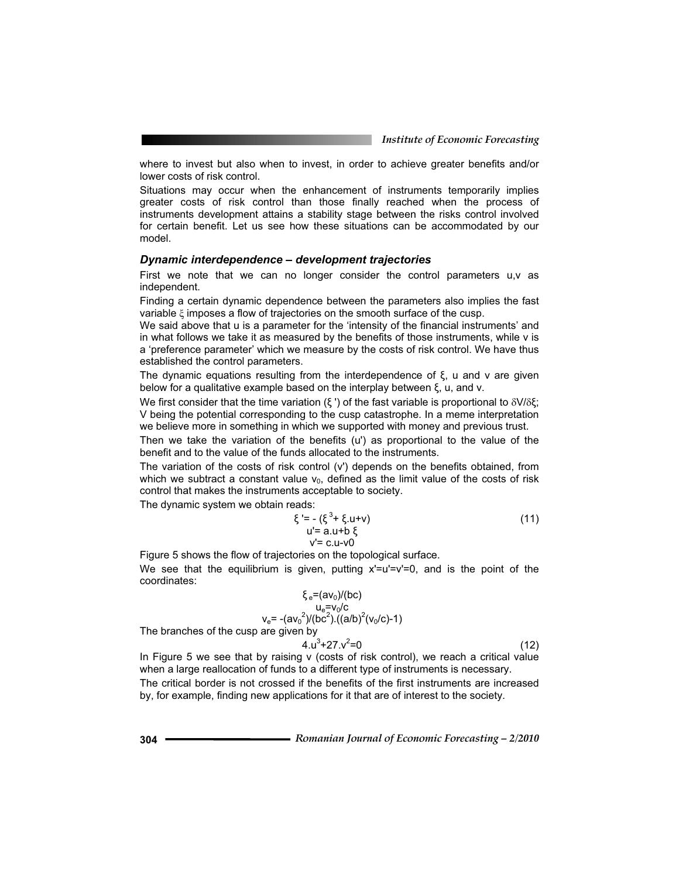where to invest but also when to invest, in order to achieve greater benefits and/or lower costs of risk control.

Situations may occur when the enhancement of instruments temporarily implies greater costs of risk control than those finally reached when the process of instruments development attains a stability stage between the risks control involved for certain benefit. Let us see how these situations can be accommodated by our model.

### *Dynamic interdependence – development trajectories*

First we note that we can no longer consider the control parameters u,v as independent.

Finding a certain dynamic dependence between the parameters also implies the fast variable $\xi$ imposes a flow of trajectories on the smooth surface of the cusp.

We said above that u is a parameter for the 'intensity of the financial instruments' and in what follows we take it as measured by the benefits of those instruments, while v is a 'preference parameter' which we measure by the costs of risk control. We have thus established the control parameters.

The dynamic equations resulting from the interdependence of ξ, u and v are given below for a qualitative example based on the interplay between ξ, u, and v.

We first consider that the time variation (ξ ') of the fast variable is proportional to $\delta V/\delta\xi$; V being the potential corresponding to the cusp catastrophe. In a meme interpretation we believe more in something in which we supported with money and previous trust.

Then we take the variation of the benefits (u') as proportional to the value of the benefit and to the value of the funds allocated to the instruments.

The variation of the costs of risk control (v') depends on the benefits obtained, from which we subtract a constant value $v_0$, defined as the limit value of the costs of risk control that makes the instruments acceptable to society.

The dynamic system we obtain reads:

$$\begin{aligned} \xi' &= -(\xi^3 + \xi.u + v) \\ u' &= a.u + b\,\xi \\ v' &= c.u - v0 \end{aligned} \tag{11}$$

Figure 5 shows the flow of trajectories on the topological surface.

We see that the equilibrium is given, putting x'=u'=v'=0, and is the point of the coordinates:

$$\xi_e = (av_0)/(bc)$$
$$u_e = v_0/c$$
$$v_e = -(av_0^2)/(bc^2).((a/b)^2(v_0/c)-1)$$

The branches of the cusp are given by

$$4.u^3 + 27.v^2 = 0 \tag{12}$$

In Figure 5 we see that by raising v (costs of risk control), we reach a critical value when a large reallocation of funds to a different type of instruments is necessary.

The critical border is not crossed if the benefits of the first instruments are increased by, for example, finding new applications for it that are of interest to the society.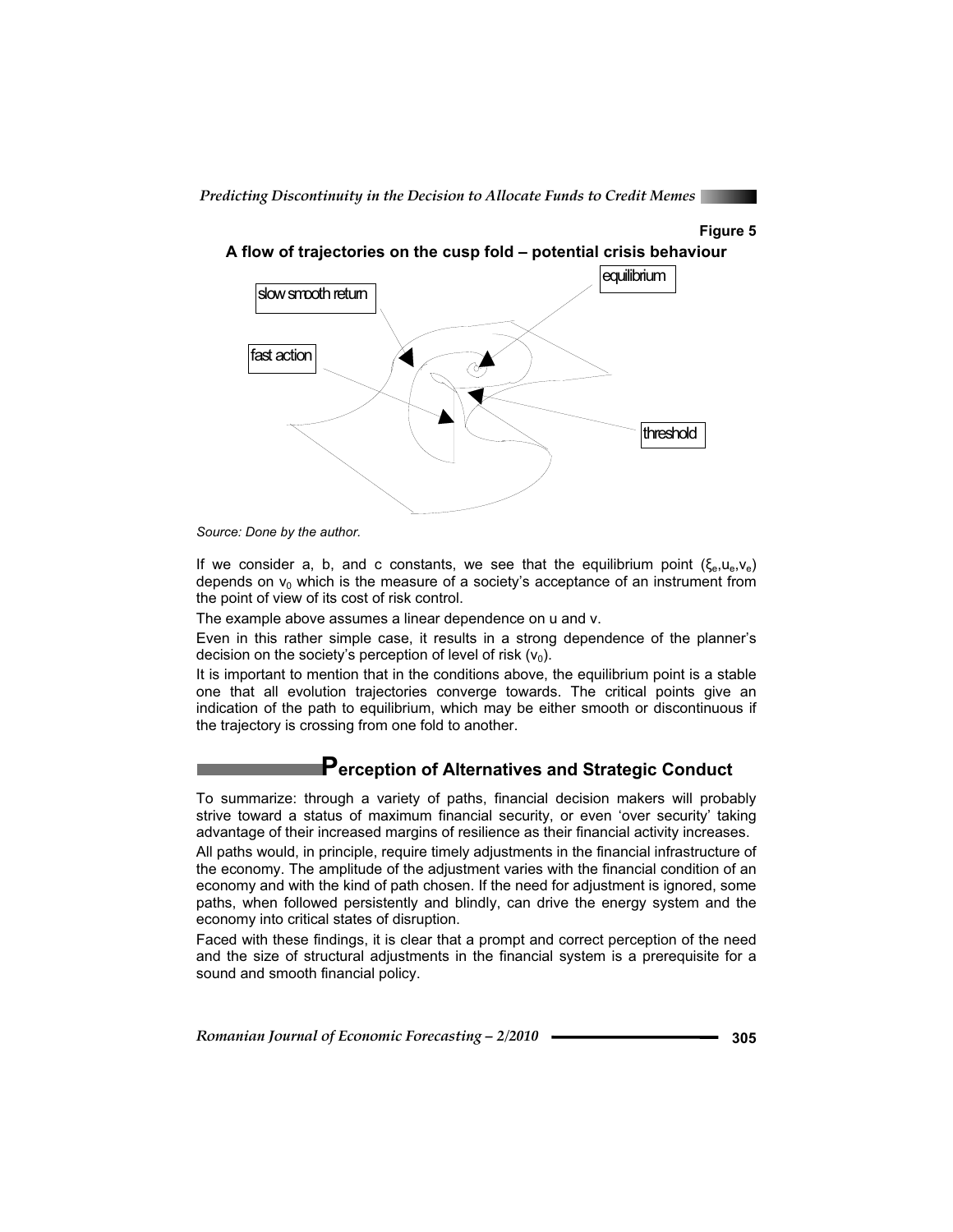Figure 5

**A flow of trajectories on the cusp fold – potential crisis behaviour**

*Source: Done by the author.*

If we consider a, b, and c constants, we see that the equilibrium point $(\xi_e, u_e, v_e)$ depends on $v_0$ which is the measure of a society's acceptance of an instrument from the point of view of its cost of risk control.

The example above assumes a linear dependence on u and v.

Even in this rather simple case, it results in a strong dependence of the planner's decision on the society's perception of level of risk ($v_0$).

It is important to mention that in the conditions above, the equilibrium point is a stable one that all evolution trajectories converge towards. The critical points give an indication of the path to equilibrium, which may be either smooth or discontinuous if the trajectory is crossing from one fold to another.

## Perception of Alternatives and Strategic Conduct

To summarize: through a variety of paths, financial decision makers will probably strive toward a status of maximum financial security, or even 'over security' taking advantage of their increased margins of resilience as their financial activity increases.

All paths would, in principle, require timely adjustments in the financial infrastructure of the economy. The amplitude of the adjustment varies with the financial condition of an economy and with the kind of path chosen. If the need for adjustment is ignored, some paths, when followed persistently and blindly, can drive the energy system and the economy into critical states of disruption.

Faced with these findings, it is clear that a prompt and correct perception of the need and the size of structural adjustments in the financial system is a prerequisite for a sound and smooth financial policy.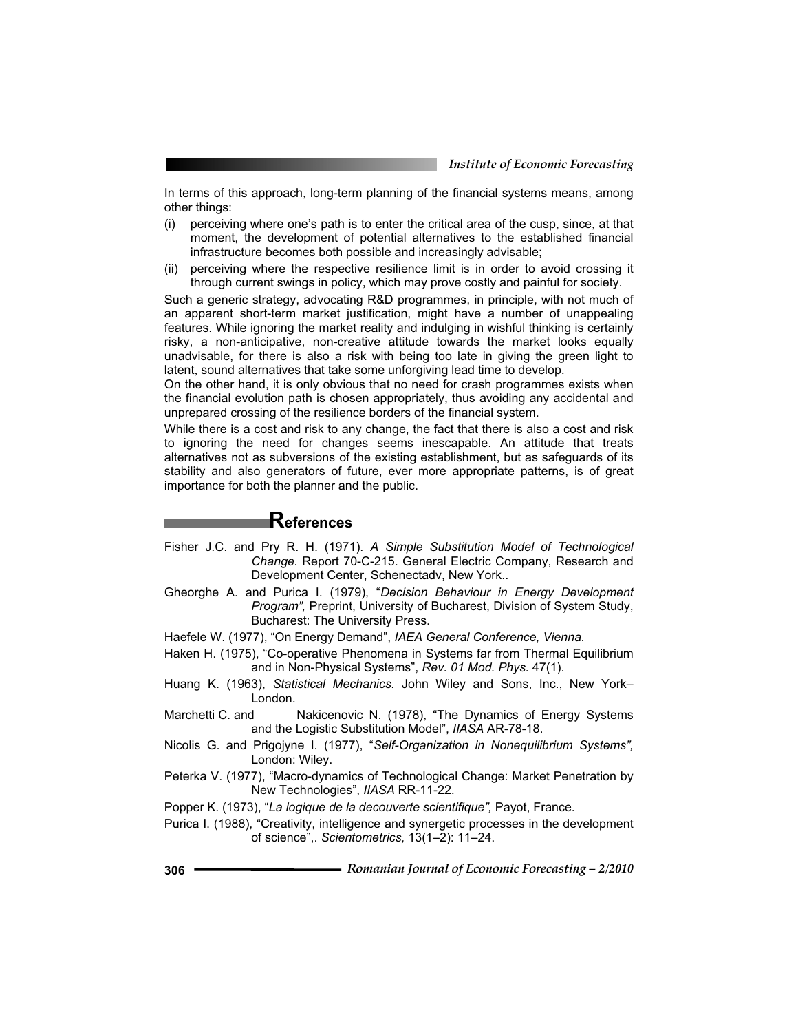In terms of this approach, long-term planning of the financial systems means, among other things:

(i) perceiving where one's path is to enter the critical area of the cusp, since, at that moment, the development of potential alternatives to the established financial infrastructure becomes both possible and increasingly advisable;

(ii) perceiving where the respective resilience limit is in order to avoid crossing it through current swings in policy, which may prove costly and painful for society.

Such a generic strategy, advocating R&D programmes, in principle, with not much of an apparent short-term market justification, might have a number of unappealing features. While ignoring the market reality and indulging in wishful thinking is certainly risky, a non-anticipative, non-creative attitude towards the market looks equally unadvisable, for there is also a risk with being too late in giving the green light to latent, sound alternatives that take some unforgiving lead time to develop.

On the other hand, it is only obvious that no need for crash programmes exists when the financial evolution path is chosen appropriately, thus avoiding any accidental and unprepared crossing of the resilience borders of the financial system.

While there is a cost and risk to any change, the fact that there is also a cost and risk to ignoring the need for changes seems inescapable. An attitude that treats alternatives not as subversions of the existing establishment, but as safeguards of its stability and also generators of future, ever more appropriate patterns, is of great importance for both the planner and the public.

## References

Fisher J.C. and Pry R. H. (1971). *A Simple Substitution Model of Technological Change.* Report 70-C-215. General Electric Company, Research and Development Center, Schenectadv, New York..

Gheorghe A. and Purica I. (1979), "*Decision Behaviour in Energy Development Program",* Preprint, University of Bucharest, Division of System Study, Bucharest: The University Press.

Haefele W. (1977), "On Energy Demand", *IAEA General Conference, Vienna.*

Haken H. (1975), "Co-operative Phenomena in Systems far from Thermal Equilibrium and in Non-Physical Systems", *Rev. 01 Mod. Phys.* 47(1).

Huang K. (1963), *Statistical Mechanics.* John Wiley and Sons, Inc., New York–London.

Marchetti C. and Nakicenovic N. (1978), "The Dynamics of Energy Systems and the Logistic Substitution Model", *IIASA* AR-78-18.

Nicolis G. and Prigojyne I. (1977), "*Self-Organization in Nonequilibrium Systems",* London: Wiley.

Peterka V. (1977), "Macro-dynamics of Technological Change: Market Penetration by New Technologies", *IIASA* RR-11-22.

Popper K. (1973), "*La logique de la decouverte scientifique",* Payot, France.

Purica I. (1988), "Creativity, intelligence and synergetic processes in the development of science",. *Scientometrics,* 13(1–2): 11–24.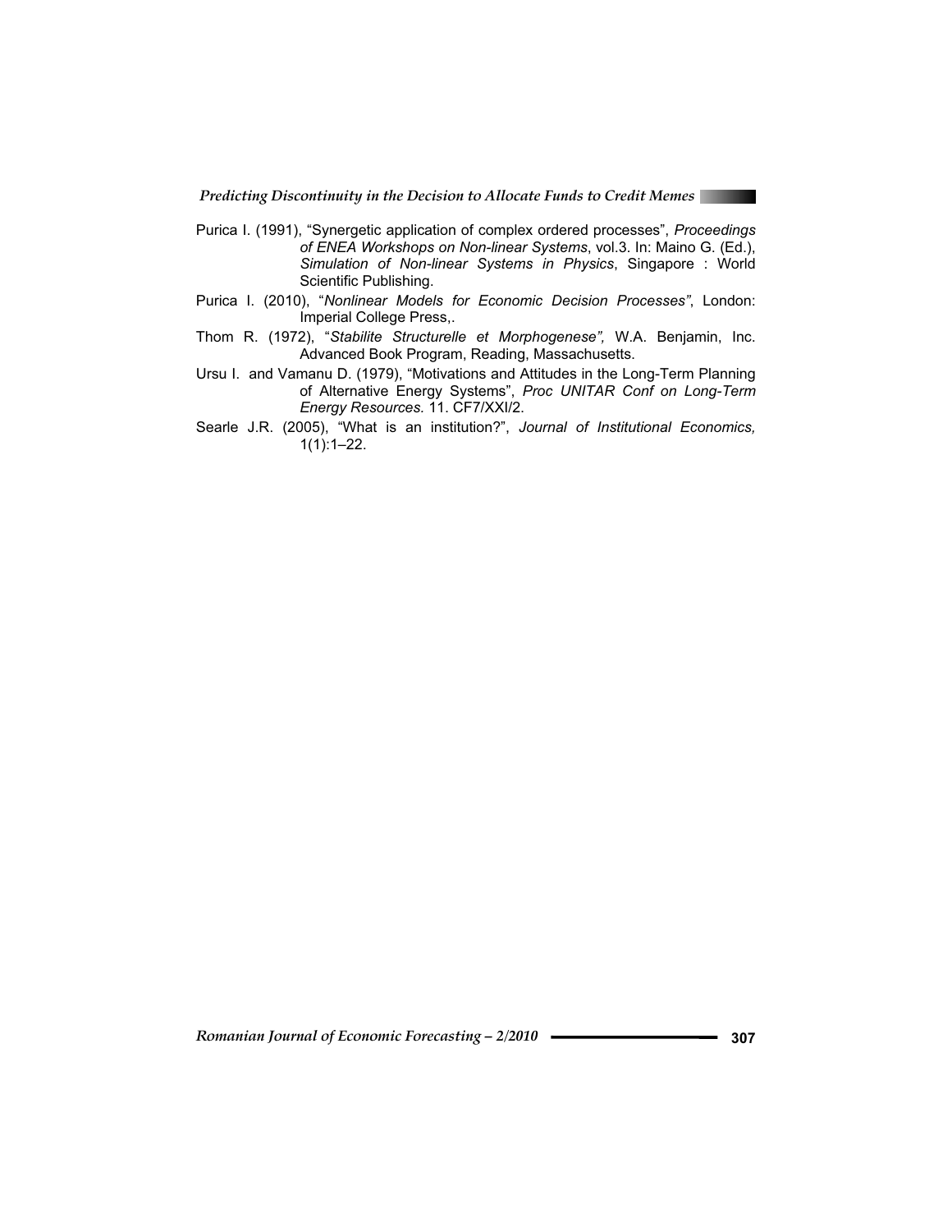Purica I. (1991), "Synergetic application of complex ordered processes", *Proceedings of ENEA Workshops on Non-linear Systems*, vol.3. In: Maino G. (Ed.), *Simulation of Non-linear Systems in Physics*, Singapore : World Scientific Publishing.

Purica I. (2010), "*Nonlinear Models for Economic Decision Processes"*, London: Imperial College Press,.

Thom R. (1972), "*Stabilite Structurelle et Morphogenese",* W.A. Benjamin, Inc. Advanced Book Program, Reading, Massachusetts.

Ursu I. and Vamanu D. (1979), "Motivations and Attitudes in the Long-Term Planning of Alternative Energy Systems", *Proc UNITAR Conf on Long-Term Energy Resources.* 11. CF7/XXI/2.

Searle J.R. (2005), "What is an institution?", *Journal of Institutional Economics,* 1(1):1–22.